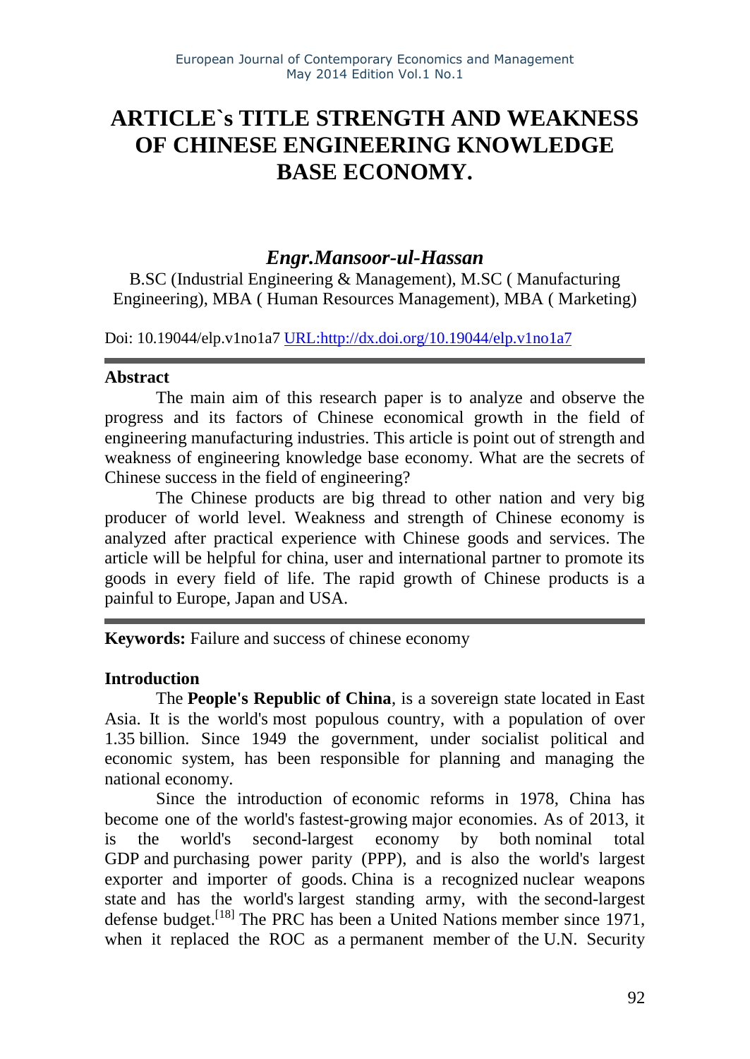# ARTICLE`s TITLE STRENGTH AND WEAKNESS OF CHINESE ENGINEERING KNOWLEDGE BASE ECONOMY.

***Engr.Mansoor-ul-Hassan***

B.SC (Industrial Engineering & Management), M.SC ( Manufacturing Engineering), MBA ( Human Resources Management), MBA ( Marketing)

Doi: 10.19044/elp.v1no1a7 URL:http://dx.doi.org/10.19044/elp.v1no1a7

---

**Abstract**

The main aim of this research paper is to analyze and observe the progress and its factors of Chinese economical growth in the field of engineering manufacturing industries. This article is point out of strength and weakness of engineering knowledge base economy. What are the secrets of Chinese success in the field of engineering?

The Chinese products are big thread to other nation and very big producer of world level. Weakness and strength of Chinese economy is analyzed after practical experience with Chinese goods and services. The article will be helpful for china, user and international partner to promote its goods in every field of life. The rapid growth of Chinese products is a painful to Europe, Japan and USA.

---

**Keywords:** Failure and success of chinese economy

**Introduction**

The **People's Republic of China**, is a sovereign state located in East Asia. It is the world's most populous country, with a population of over 1.35 billion. Since 1949 the government, under socialist political and economic system, has been responsible for planning and managing the national economy.

Since the introduction of economic reforms in 1978, China has become one of the world's fastest-growing major economies. As of 2013, it is the world's second-largest economy by both nominal total GDP and purchasing power parity (PPP), and is also the world's largest exporter and importer of goods. China is a recognized nuclear weapons state and has the world's largest standing army, with the second-largest defense budget.[18] The PRC has been a United Nations member since 1971, when it replaced the ROC as a permanent member of the U.N. Security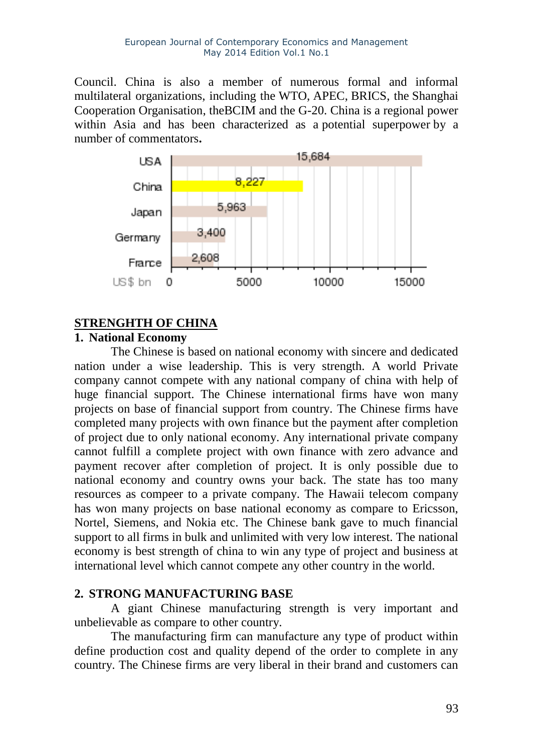Council. China is also a member of numerous formal and informal multilateral organizations, including the WTO, APEC, BRICS, the Shanghai Cooperation Organisation, theBCIM and the G-20. China is a regional power within Asia and has been characterized as a potential superpower by a number of commentators**.**

| Country | US$ bn |
|---|---|
| USA | 15,684 |
| China | 8,227 |
| Japan | 5,963 |
| Germany | 3,400 |
| France | 2,608 |

## STRENGHTH OF CHINA

### 1. National Economy

The Chinese is based on national economy with sincere and dedicated nation under a wise leadership. This is very strength. A world Private company cannot compete with any national company of china with help of huge financial support. The Chinese international firms have won many projects on base of financial support from country. The Chinese firms have completed many projects with own finance but the payment after completion of project due to only national economy. Any international private company cannot fulfill a complete project with own finance with zero advance and payment recover after completion of project. It is only possible due to national economy and country owns your back. The state has too many resources as compeer to a private company. The Hawaii telecom company has won many projects on base national economy as compare to Ericsson, Nortel, Siemens, and Nokia etc. The Chinese bank gave to much financial support to all firms in bulk and unlimited with very low interest. The national economy is best strength of china to win any type of project and business at international level which cannot compete any other country in the world.

### 2. STRONG MANUFACTURING BASE

A giant Chinese manufacturing strength is very important and unbelievable as compare to other country.

The manufacturing firm can manufacture any type of product within define production cost and quality depend of the order to complete in any country. The Chinese firms are very liberal in their brand and customers can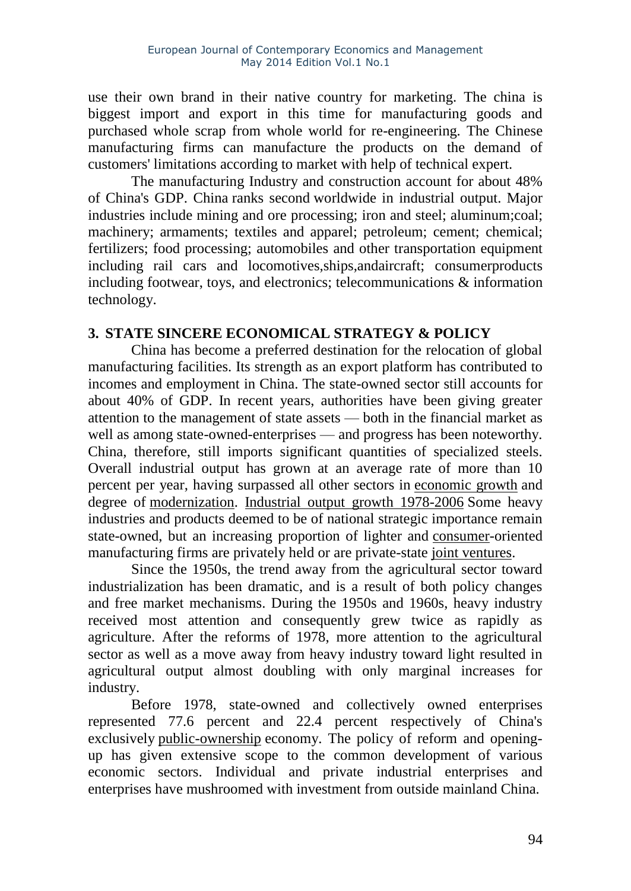use their own brand in their native country for marketing. The china is biggest import and export in this time for manufacturing goods and purchased whole scrap from whole world for re-engineering. The Chinese manufacturing firms can manufacture the products on the demand of customers' limitations according to market with help of technical expert.

The manufacturing Industry and construction account for about 48% of China's GDP. China ranks second worldwide in industrial output. Major industries include mining and ore processing; iron and steel; aluminum;coal; machinery; armaments; textiles and apparel; petroleum; cement; chemical; fertilizers; food processing; automobiles and other transportation equipment including rail cars and locomotives,ships,andaircraft; consumerproducts including footwear, toys, and electronics; telecommunications & information technology.

## 3. STATE SINCERE ECONOMICAL STRATEGY & POLICY

China has become a preferred destination for the relocation of global manufacturing facilities. Its strength as an export platform has contributed to incomes and employment in China. The state-owned sector still accounts for about 40% of GDP. In recent years, authorities have been giving greater attention to the management of state assets — both in the financial market as well as among state-owned-enterprises — and progress has been noteworthy. China, therefore, still imports significant quantities of specialized steels. Overall industrial output has grown at an average rate of more than 10 percent per year, having surpassed all other sectors in economic growth and degree of modernization. Industrial output growth 1978-2006 Some heavy industries and products deemed to be of national strategic importance remain state-owned, but an increasing proportion of lighter and consumer-oriented manufacturing firms are privately held or are private-state joint ventures.

Since the 1950s, the trend away from the agricultural sector toward industrialization has been dramatic, and is a result of both policy changes and free market mechanisms. During the 1950s and 1960s, heavy industry received most attention and consequently grew twice as rapidly as agriculture. After the reforms of 1978, more attention to the agricultural sector as well as a move away from heavy industry toward light resulted in agricultural output almost doubling with only marginal increases for industry.

Before 1978, state-owned and collectively owned enterprises represented 77.6 percent and 22.4 percent respectively of China's exclusively public-ownership economy. The policy of reform and opening-up has given extensive scope to the common development of various economic sectors. Individual and private industrial enterprises and enterprises have mushroomed with investment from outside mainland China.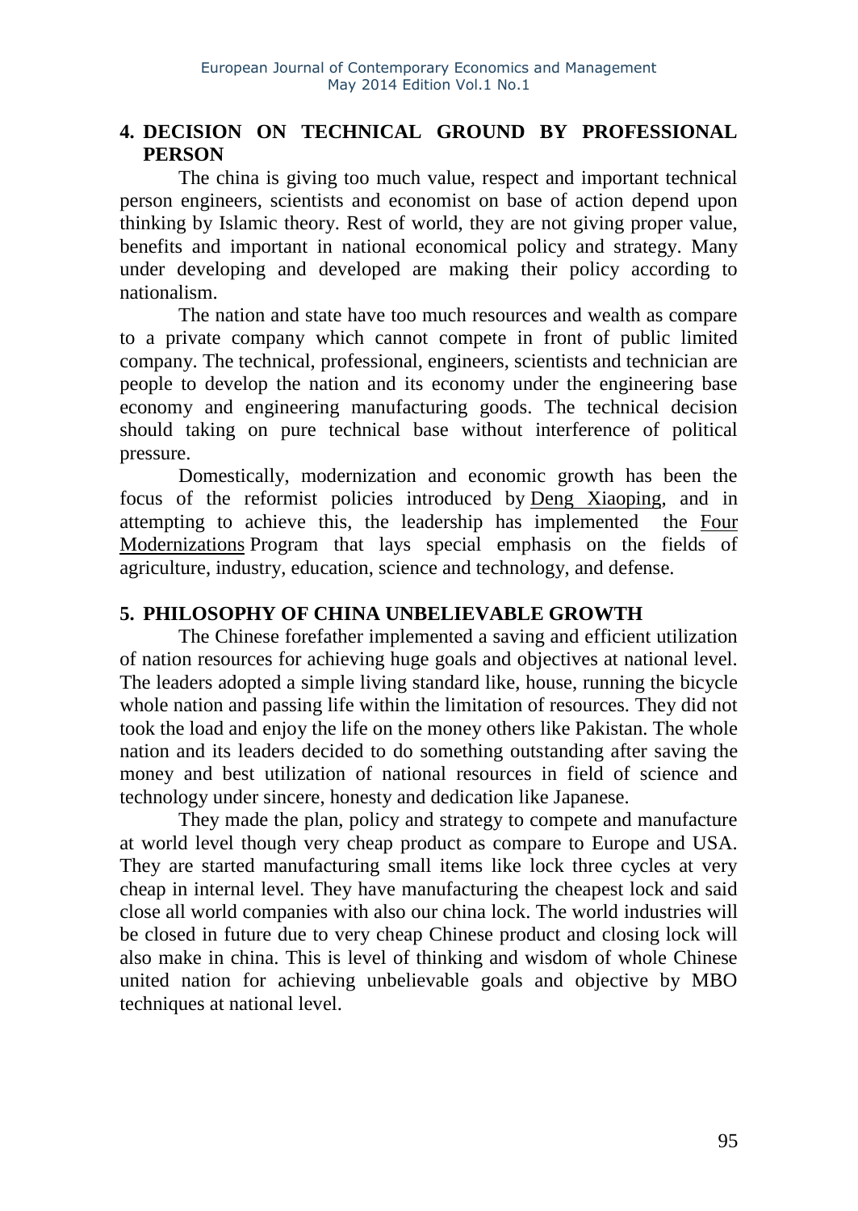## 4. DECISION ON TECHNICAL GROUND BY PROFESSIONAL PERSON

The china is giving too much value, respect and important technical person engineers, scientists and economist on base of action depend upon thinking by Islamic theory. Rest of world, they are not giving proper value, benefits and important in national economical policy and strategy. Many under developing and developed are making their policy according to nationalism.

The nation and state have too much resources and wealth as compare to a private company which cannot compete in front of public limited company. The technical, professional, engineers, scientists and technician are people to develop the nation and its economy under the engineering base economy and engineering manufacturing goods. The technical decision should taking on pure technical base without interference of political pressure.

Domestically, modernization and economic growth has been the focus of the reformist policies introduced by Deng Xiaoping, and in attempting to achieve this, the leadership has implemented the Four Modernizations Program that lays special emphasis on the fields of agriculture, industry, education, science and technology, and defense.

## 5. PHILOSOPHY OF CHINA UNBELIEVABLE GROWTH

The Chinese forefather implemented a saving and efficient utilization of nation resources for achieving huge goals and objectives at national level. The leaders adopted a simple living standard like, house, running the bicycle whole nation and passing life within the limitation of resources. They did not took the load and enjoy the life on the money others like Pakistan. The whole nation and its leaders decided to do something outstanding after saving the money and best utilization of national resources in field of science and technology under sincere, honesty and dedication like Japanese.

They made the plan, policy and strategy to compete and manufacture at world level though very cheap product as compare to Europe and USA. They are started manufacturing small items like lock three cycles at very cheap in internal level. They have manufacturing the cheapest lock and said close all world companies with also our china lock. The world industries will be closed in future due to very cheap Chinese product and closing lock will also make in china. This is level of thinking and wisdom of whole Chinese united nation for achieving unbelievable goals and objective by MBO techniques at national level.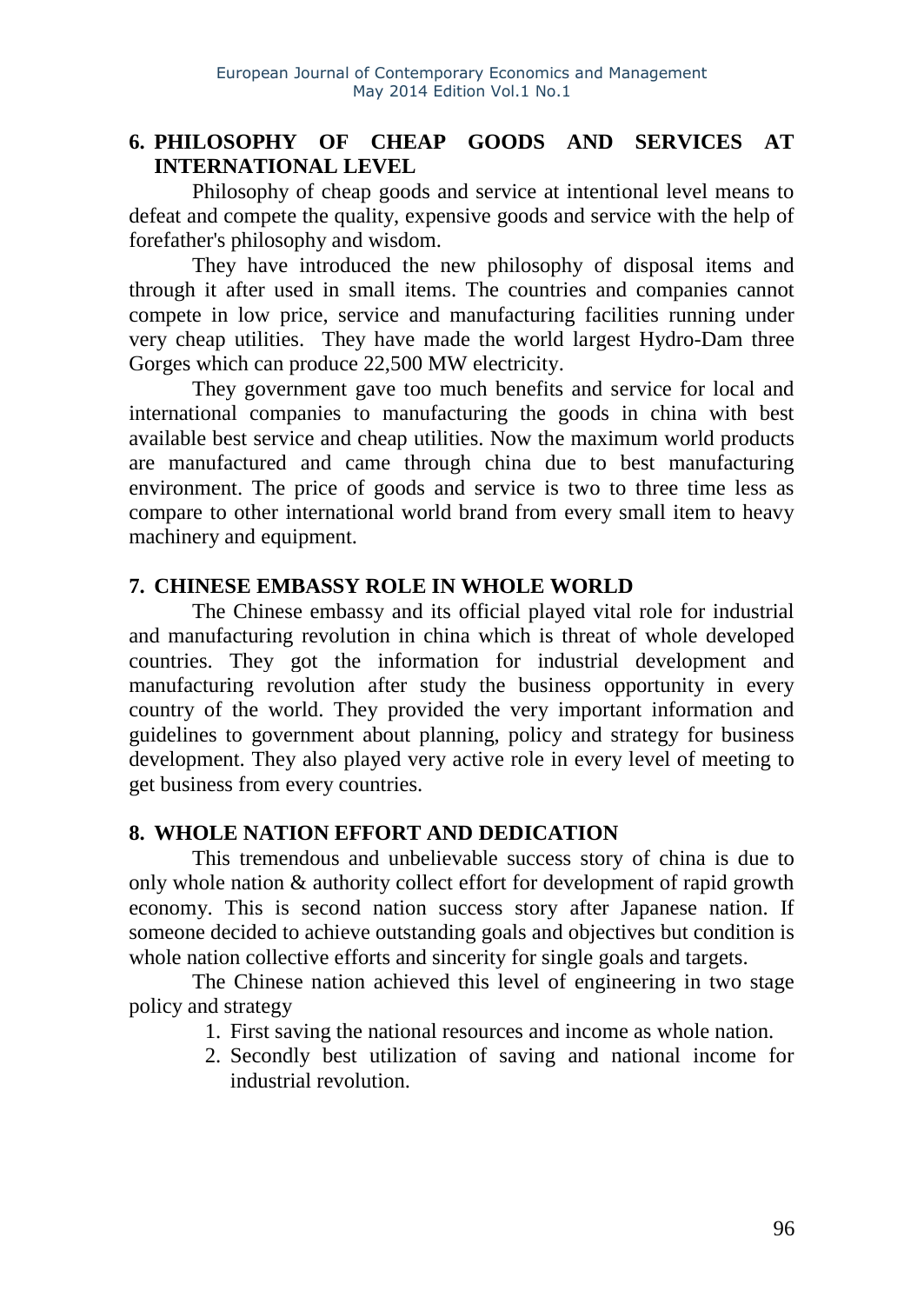## 6. PHILOSOPHY OF CHEAP GOODS AND SERVICES AT INTERNATIONAL LEVEL

Philosophy of cheap goods and service at intentional level means to defeat and compete the quality, expensive goods and service with the help of forefather's philosophy and wisdom.

They have introduced the new philosophy of disposal items and through it after used in small items. The countries and companies cannot compete in low price, service and manufacturing facilities running under very cheap utilities. They have made the world largest Hydro-Dam three Gorges which can produce 22,500 MW electricity.

They government gave too much benefits and service for local and international companies to manufacturing the goods in china with best available best service and cheap utilities. Now the maximum world products are manufactured and came through china due to best manufacturing environment. The price of goods and service is two to three time less as compare to other international world brand from every small item to heavy machinery and equipment.

## 7. CHINESE EMBASSY ROLE IN WHOLE WORLD

The Chinese embassy and its official played vital role for industrial and manufacturing revolution in china which is threat of whole developed countries. They got the information for industrial development and manufacturing revolution after study the business opportunity in every country of the world. They provided the very important information and guidelines to government about planning, policy and strategy for business development. They also played very active role in every level of meeting to get business from every countries.

## 8. WHOLE NATION EFFORT AND DEDICATION

This tremendous and unbelievable success story of china is due to only whole nation & authority collect effort for development of rapid growth economy. This is second nation success story after Japanese nation. If someone decided to achieve outstanding goals and objectives but condition is whole nation collective efforts and sincerity for single goals and targets.

The Chinese nation achieved this level of engineering in two stage policy and strategy

1. First saving the national resources and income as whole nation.
2. Secondly best utilization of saving and national income for industrial revolution.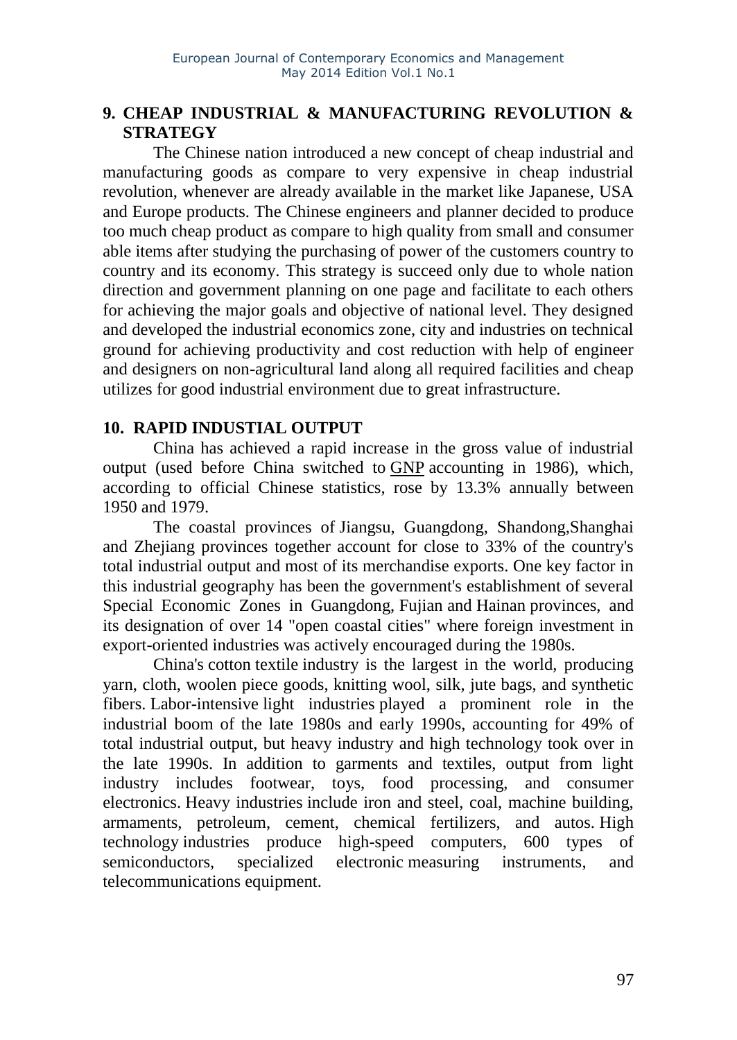## 9. CHEAP INDUSTRIAL & MANUFACTURING REVOLUTION & STRATEGY

The Chinese nation introduced a new concept of cheap industrial and manufacturing goods as compare to very expensive in cheap industrial revolution, whenever are already available in the market like Japanese, USA and Europe products. The Chinese engineers and planner decided to produce too much cheap product as compare to high quality from small and consumer able items after studying the purchasing of power of the customers country to country and its economy. This strategy is succeed only due to whole nation direction and government planning on one page and facilitate to each others for achieving the major goals and objective of national level. They designed and developed the industrial economics zone, city and industries on technical ground for achieving productivity and cost reduction with help of engineer and designers on non-agricultural land along all required facilities and cheap utilizes for good industrial environment due to great infrastructure.

## 10. RAPID INDUSTIAL OUTPUT

China has achieved a rapid increase in the gross value of industrial output (used before China switched to GNP accounting in 1986), which, according to official Chinese statistics, rose by 13.3% annually between 1950 and 1979.

The coastal provinces of Jiangsu, Guangdong, Shandong,Shanghai and Zhejiang provinces together account for close to 33% of the country's total industrial output and most of its merchandise exports. One key factor in this industrial geography has been the government's establishment of several Special Economic Zones in Guangdong, Fujian and Hainan provinces, and its designation of over 14 "open coastal cities" where foreign investment in export-oriented industries was actively encouraged during the 1980s.

China's cotton textile industry is the largest in the world, producing yarn, cloth, woolen piece goods, knitting wool, silk, jute bags, and synthetic fibers. Labor-intensive light industries played a prominent role in the industrial boom of the late 1980s and early 1990s, accounting for 49% of total industrial output, but heavy industry and high technology took over in the late 1990s. In addition to garments and textiles, output from light industry includes footwear, toys, food processing, and consumer electronics. Heavy industries include iron and steel, coal, machine building, armaments, petroleum, cement, chemical fertilizers, and autos. High technology industries produce high-speed computers, 600 types of semiconductors, specialized electronic measuring instruments, and telecommunications equipment.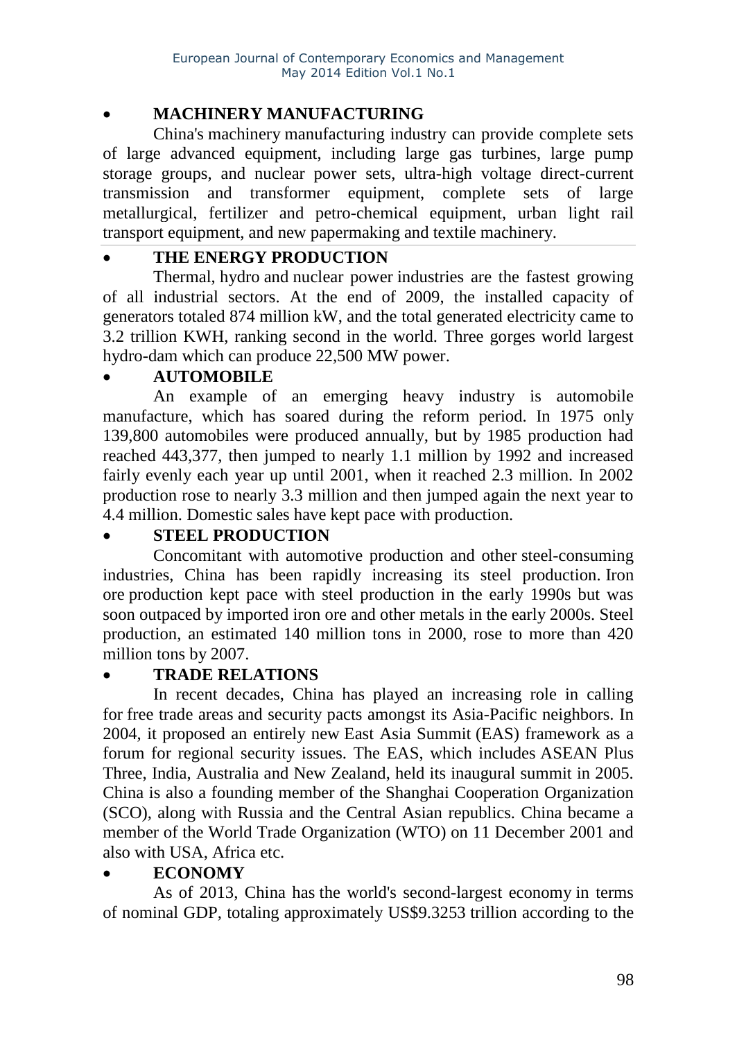- **MACHINERY MANUFACTURING**

China's machinery manufacturing industry can provide complete sets of large advanced equipment, including large gas turbines, large pump storage groups, and nuclear power sets, ultra-high voltage direct-current transmission and transformer equipment, complete sets of large metallurgical, fertilizer and petro-chemical equipment, urban light rail transport equipment, and new papermaking and textile machinery.

- **THE ENERGY PRODUCTION**

Thermal, hydro and nuclear power industries are the fastest growing of all industrial sectors. At the end of 2009, the installed capacity of generators totaled 874 million kW, and the total generated electricity came to 3.2 trillion KWH, ranking second in the world. Three gorges world largest hydro-dam which can produce 22,500 MW power.

- **AUTOMOBILE**

An example of an emerging heavy industry is automobile manufacture, which has soared during the reform period. In 1975 only 139,800 automobiles were produced annually, but by 1985 production had reached 443,377, then jumped to nearly 1.1 million by 1992 and increased fairly evenly each year up until 2001, when it reached 2.3 million. In 2002 production rose to nearly 3.3 million and then jumped again the next year to 4.4 million. Domestic sales have kept pace with production.

- **STEEL PRODUCTION**

Concomitant with automotive production and other steel-consuming industries, China has been rapidly increasing its steel production. Iron ore production kept pace with steel production in the early 1990s but was soon outpaced by imported iron ore and other metals in the early 2000s. Steel production, an estimated 140 million tons in 2000, rose to more than 420 million tons by 2007.

- **TRADE RELATIONS**

In recent decades, China has played an increasing role in calling for free trade areas and security pacts amongst its Asia-Pacific neighbors. In 2004, it proposed an entirely new East Asia Summit (EAS) framework as a forum for regional security issues. The EAS, which includes ASEAN Plus Three, India, Australia and New Zealand, held its inaugural summit in 2005. China is also a founding member of the Shanghai Cooperation Organization (SCO), along with Russia and the Central Asian republics. China became a member of the World Trade Organization (WTO) on 11 December 2001 and also with USA, Africa etc.

- **ECONOMY**

As of 2013, China has the world's second-largest economy in terms of nominal GDP, totaling approximately US$9.3253 trillion according to the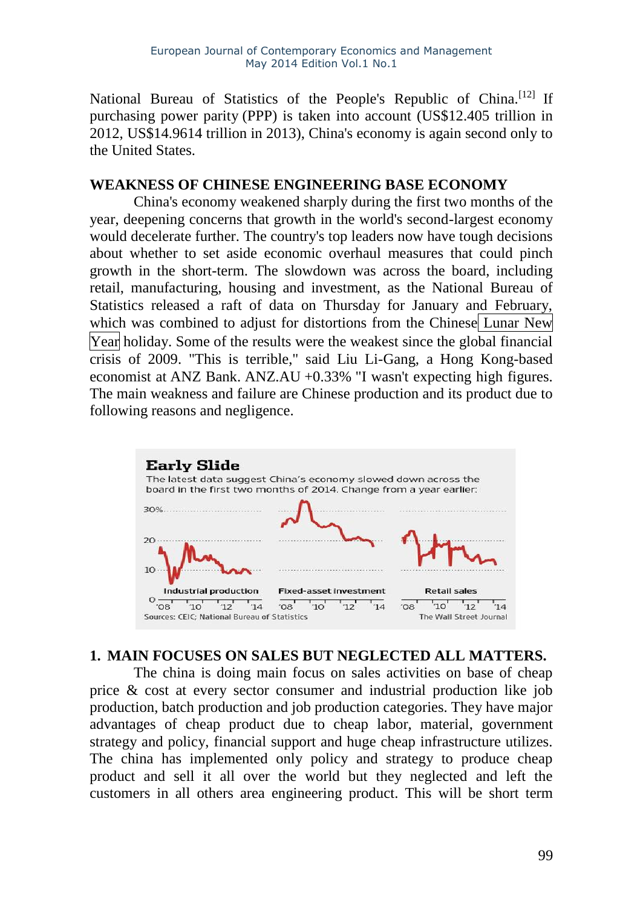National Bureau of Statistics of the People's Republic of China.[12] If purchasing power parity (PPP) is taken into account (US$12.405 trillion in 2012, US$14.9614 trillion in 2013), China's economy is again second only to the United States.

## WEAKNESS OF CHINESE ENGINEERING BASE ECONOMY

China's economy weakened sharply during the first two months of the year, deepening concerns that growth in the world's second-largest economy would decelerate further. The country's top leaders now have tough decisions about whether to set aside economic overhaul measures that could pinch growth in the short-term. The slowdown was across the board, including retail, manufacturing, housing and investment, as the National Bureau of Statistics released a raft of data on Thursday for January and February, which was combined to adjust for distortions from the Chinese Lunar New Year holiday. Some of the results were the weakest since the global financial crisis of 2009. "This is terrible," said Liu Li-Gang, a Hong Kong-based economist at ANZ Bank. ANZ.AU +0.33% "I wasn't expecting high figures. The main weakness and failure are Chinese production and its product due to following reasons and negligence.

**Early Slide**

The latest data suggest China's economy slowed down across the board in the first two months of 2014. Change from a year earlier:

Industrial production | Fixed-asset investment | Retail sales

Sources: CEIC; National Bureau of Statistics — The Wall Street Journal

## 1. MAIN FOCUSES ON SALES BUT NEGLECTED ALL MATTERS.

The china is doing main focus on sales activities on base of cheap price & cost at every sector consumer and industrial production like job production, batch production and job production categories. They have major advantages of cheap product due to cheap labor, material, government strategy and policy, financial support and huge cheap infrastructure utilizes. The china has implemented only policy and strategy to produce cheap product and sell it all over the world but they neglected and left the customers in all others area engineering product. This will be short term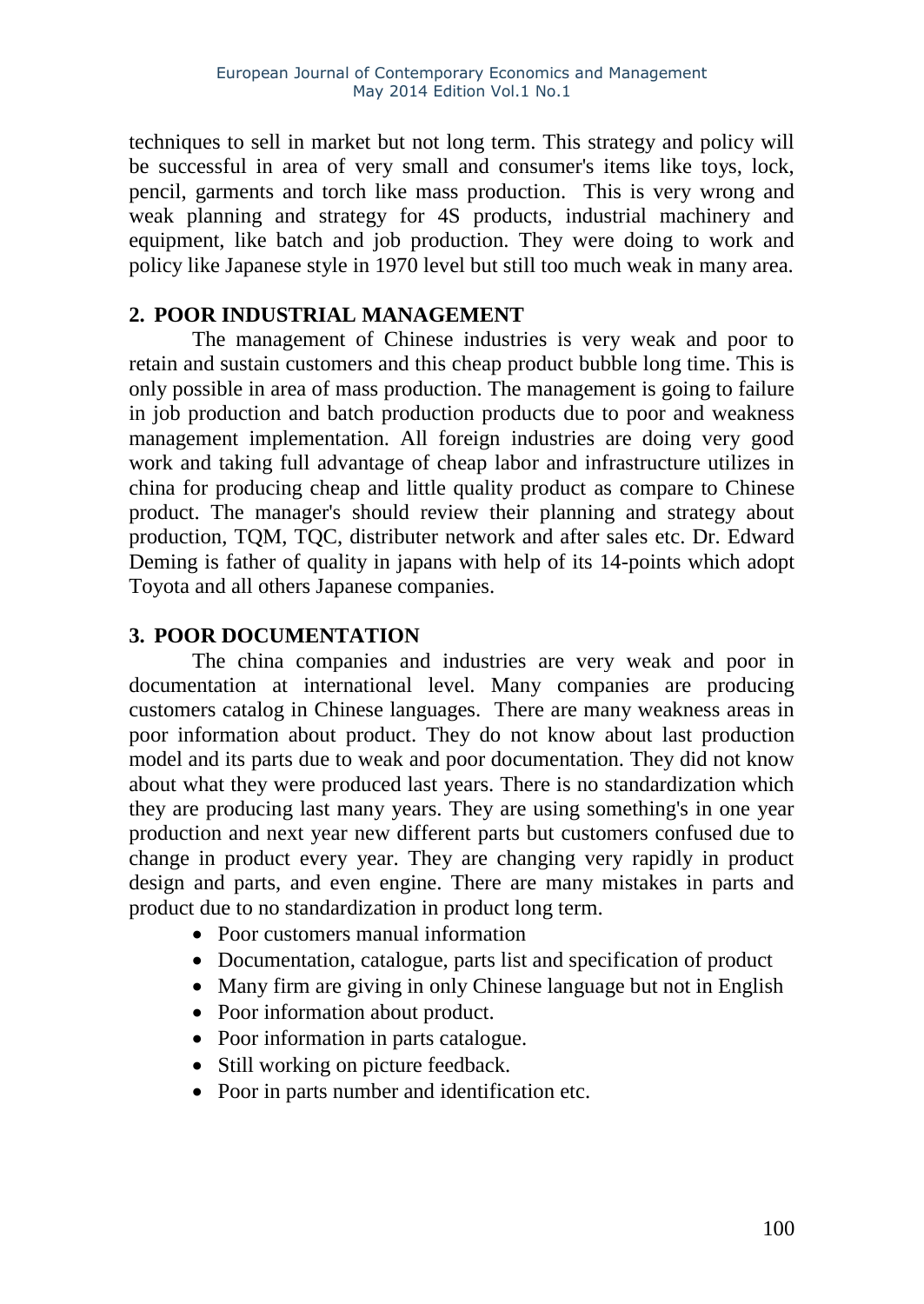techniques to sell in market but not long term. This strategy and policy will be successful in area of very small and consumer's items like toys, lock, pencil, garments and torch like mass production. This is very wrong and weak planning and strategy for 4S products, industrial machinery and equipment, like batch and job production. They were doing to work and policy like Japanese style in 1970 level but still too much weak in many area.

## 2. POOR INDUSTRIAL MANAGEMENT

The management of Chinese industries is very weak and poor to retain and sustain customers and this cheap product bubble long time. This is only possible in area of mass production. The management is going to failure in job production and batch production products due to poor and weakness management implementation. All foreign industries are doing very good work and taking full advantage of cheap labor and infrastructure utilizes in china for producing cheap and little quality product as compare to Chinese product. The manager's should review their planning and strategy about production, TQM, TQC, distributer network and after sales etc. Dr. Edward Deming is father of quality in japans with help of its 14-points which adopt Toyota and all others Japanese companies.

## 3. POOR DOCUMENTATION

The china companies and industries are very weak and poor in documentation at international level. Many companies are producing customers catalog in Chinese languages. There are many weakness areas in poor information about product. They do not know about last production model and its parts due to weak and poor documentation. They did not know about what they were produced last years. There is no standardization which they are producing last many years. They are using something's in one year production and next year new different parts but customers confused due to change in product every year. They are changing very rapidly in product design and parts, and even engine. There are many mistakes in parts and product due to no standardization in product long term.

- Poor customers manual information
- Documentation, catalogue, parts list and specification of product
- Many firm are giving in only Chinese language but not in English
- Poor information about product.
- Poor information in parts catalogue.
- Still working on picture feedback.
- Poor in parts number and identification etc.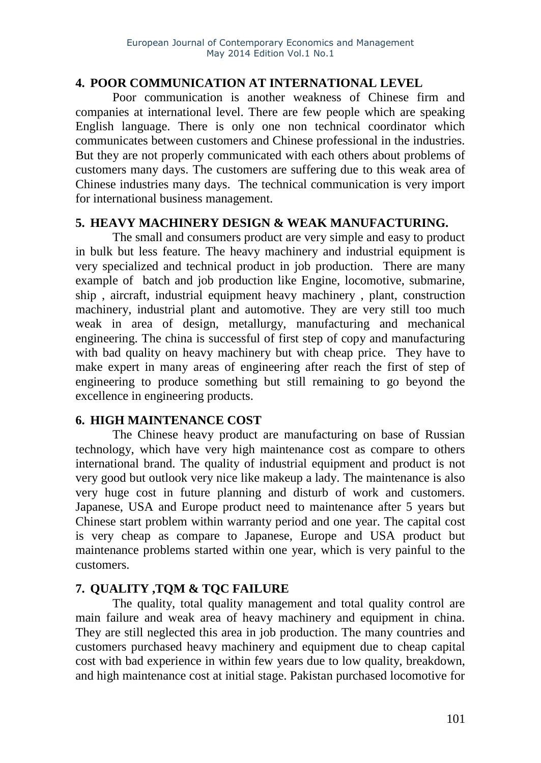## 4. POOR COMMUNICATION AT INTERNATIONAL LEVEL

Poor communication is another weakness of Chinese firm and companies at international level. There are few people which are speaking English language. There is only one non technical coordinator which communicates between customers and Chinese professional in the industries. But they are not properly communicated with each others about problems of customers many days. The customers are suffering due to this weak area of Chinese industries many days. The technical communication is very import for international business management.

## 5. HEAVY MACHINERY DESIGN & WEAK MANUFACTURING.

The small and consumers product are very simple and easy to product in bulk but less feature. The heavy machinery and industrial equipment is very specialized and technical product in job production. There are many example of batch and job production like Engine, locomotive, submarine, ship , aircraft, industrial equipment heavy machinery , plant, construction machinery, industrial plant and automotive. They are very still too much weak in area of design, metallurgy, manufacturing and mechanical engineering. The china is successful of first step of copy and manufacturing with bad quality on heavy machinery but with cheap price. They have to make expert in many areas of engineering after reach the first of step of engineering to produce something but still remaining to go beyond the excellence in engineering products.

## 6. HIGH MAINTENANCE COST

The Chinese heavy product are manufacturing on base of Russian technology, which have very high maintenance cost as compare to others international brand. The quality of industrial equipment and product is not very good but outlook very nice like makeup a lady. The maintenance is also very huge cost in future planning and disturb of work and customers. Japanese, USA and Europe product need to maintenance after 5 years but Chinese start problem within warranty period and one year. The capital cost is very cheap as compare to Japanese, Europe and USA product but maintenance problems started within one year, which is very painful to the customers.

## 7. QUALITY ,TQM & TQC FAILURE

The quality, total quality management and total quality control are main failure and weak area of heavy machinery and equipment in china. They are still neglected this area in job production. The many countries and customers purchased heavy machinery and equipment due to cheap capital cost with bad experience in within few years due to low quality, breakdown, and high maintenance cost at initial stage. Pakistan purchased locomotive for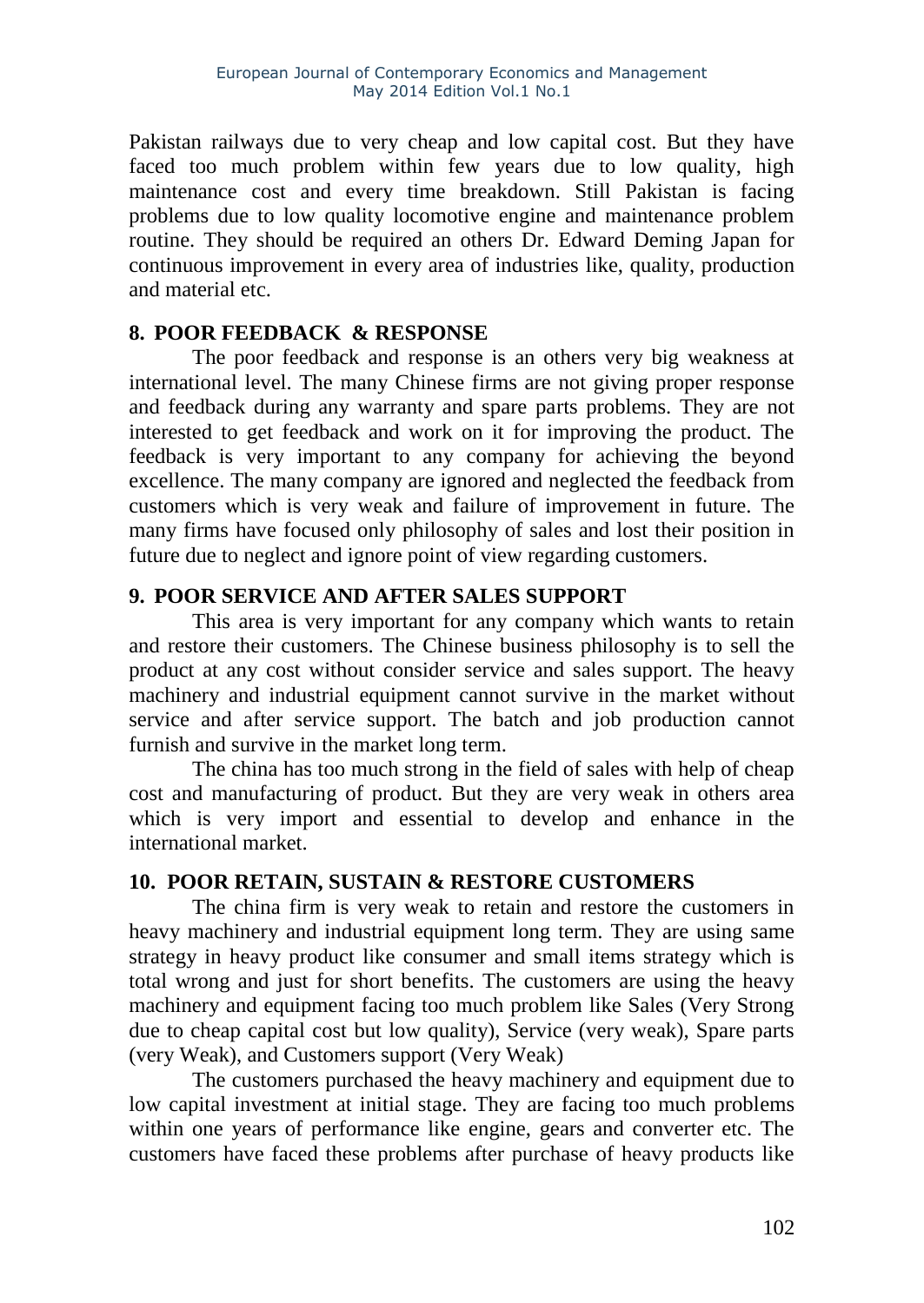Pakistan railways due to very cheap and low capital cost. But they have faced too much problem within few years due to low quality, high maintenance cost and every time breakdown. Still Pakistan is facing problems due to low quality locomotive engine and maintenance problem routine. They should be required an others Dr. Edward Deming Japan for continuous improvement in every area of industries like, quality, production and material etc.

## 8. POOR FEEDBACK & RESPONSE

The poor feedback and response is an others very big weakness at international level. The many Chinese firms are not giving proper response and feedback during any warranty and spare parts problems. They are not interested to get feedback and work on it for improving the product. The feedback is very important to any company for achieving the beyond excellence. The many company are ignored and neglected the feedback from customers which is very weak and failure of improvement in future. The many firms have focused only philosophy of sales and lost their position in future due to neglect and ignore point of view regarding customers.

## 9. POOR SERVICE AND AFTER SALES SUPPORT

This area is very important for any company which wants to retain and restore their customers. The Chinese business philosophy is to sell the product at any cost without consider service and sales support. The heavy machinery and industrial equipment cannot survive in the market without service and after service support. The batch and job production cannot furnish and survive in the market long term.

The china has too much strong in the field of sales with help of cheap cost and manufacturing of product. But they are very weak in others area which is very import and essential to develop and enhance in the international market.

## 10. POOR RETAIN, SUSTAIN & RESTORE CUSTOMERS

The china firm is very weak to retain and restore the customers in heavy machinery and industrial equipment long term. They are using same strategy in heavy product like consumer and small items strategy which is total wrong and just for short benefits. The customers are using the heavy machinery and equipment facing too much problem like Sales (Very Strong due to cheap capital cost but low quality), Service (very weak), Spare parts (very Weak), and Customers support (Very Weak)

The customers purchased the heavy machinery and equipment due to low capital investment at initial stage. They are facing too much problems within one years of performance like engine, gears and converter etc. The customers have faced these problems after purchase of heavy products like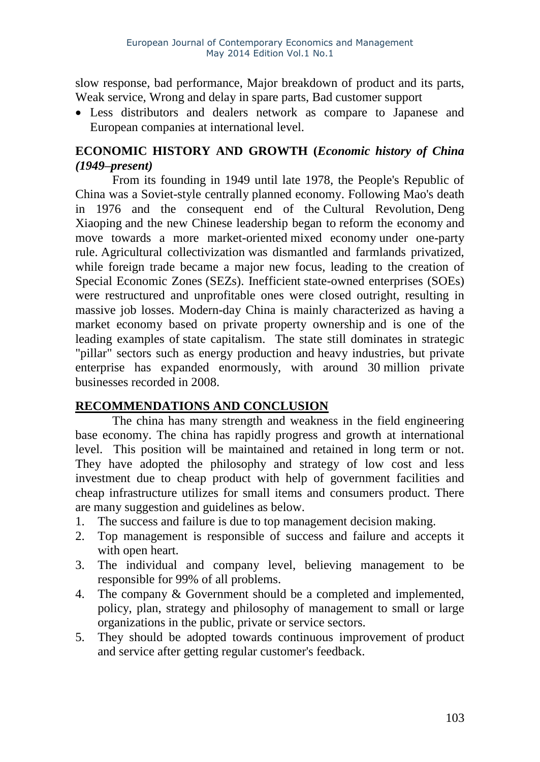slow response, bad performance, Major breakdown of product and its parts, Weak service, Wrong and delay in spare parts, Bad customer support

- Less distributors and dealers network as compare to Japanese and European companies at international level.

## ECONOMIC HISTORY AND GROWTH (*Economic history of China (1949–present)*

From its founding in 1949 until late 1978, the People's Republic of China was a Soviet-style centrally planned economy. Following Mao's death in 1976 and the consequent end of the Cultural Revolution, Deng Xiaoping and the new Chinese leadership began to reform the economy and move towards a more market-oriented mixed economy under one-party rule. Agricultural collectivization was dismantled and farmlands privatized, while foreign trade became a major new focus, leading to the creation of Special Economic Zones (SEZs). Inefficient state-owned enterprises (SOEs) were restructured and unprofitable ones were closed outright, resulting in massive job losses. Modern-day China is mainly characterized as having a market economy based on private property ownership and is one of the leading examples of state capitalism. The state still dominates in strategic "pillar" sectors such as energy production and heavy industries, but private enterprise has expanded enormously, with around 30 million private businesses recorded in 2008.

## RECOMMENDATIONS AND CONCLUSION

The china has many strength and weakness in the field engineering base economy. The china has rapidly progress and growth at international level. This position will be maintained and retained in long term or not. They have adopted the philosophy and strategy of low cost and less investment due to cheap product with help of government facilities and cheap infrastructure utilizes for small items and consumers product. There are many suggestion and guidelines as below.

1. The success and failure is due to top management decision making.
2. Top management is responsible of success and failure and accepts it with open heart.
3. The individual and company level, believing management to be responsible for 99% of all problems.
4. The company & Government should be a completed and implemented, policy, plan, strategy and philosophy of management to small or large organizations in the public, private or service sectors.
5. They should be adopted towards continuous improvement of product and service after getting regular customer's feedback.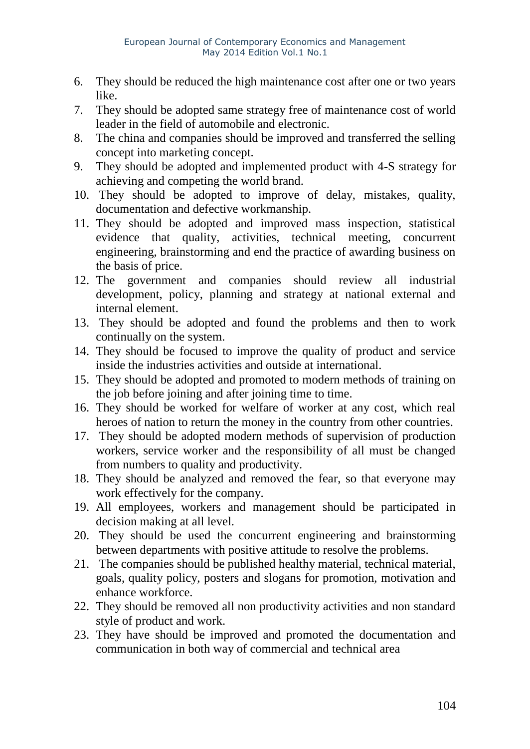6. They should be reduced the high maintenance cost after one or two years like.
7. They should be adopted same strategy free of maintenance cost of world leader in the field of automobile and electronic.
8. The china and companies should be improved and transferred the selling concept into marketing concept.
9. They should be adopted and implemented product with 4-S strategy for achieving and competing the world brand.
10. They should be adopted to improve of delay, mistakes, quality, documentation and defective workmanship.
11. They should be adopted and improved mass inspection, statistical evidence that quality, activities, technical meeting, concurrent engineering, brainstorming and end the practice of awarding business on the basis of price.
12. The government and companies should review all industrial development, policy, planning and strategy at national external and internal element.
13. They should be adopted and found the problems and then to work continually on the system.
14. They should be focused to improve the quality of product and service inside the industries activities and outside at international.
15. They should be adopted and promoted to modern methods of training on the job before joining and after joining time to time.
16. They should be worked for welfare of worker at any cost, which real heroes of nation to return the money in the country from other countries.
17. They should be adopted modern methods of supervision of production workers, service worker and the responsibility of all must be changed from numbers to quality and productivity.
18. They should be analyzed and removed the fear, so that everyone may work effectively for the company.
19. All employees, workers and management should be participated in decision making at all level.
20. They should be used the concurrent engineering and brainstorming between departments with positive attitude to resolve the problems.
21. The companies should be published healthy material, technical material, goals, quality policy, posters and slogans for promotion, motivation and enhance workforce.
22. They should be removed all non productivity activities and non standard style of product and work.
23. They have should be improved and promoted the documentation and communication in both way of commercial and technical area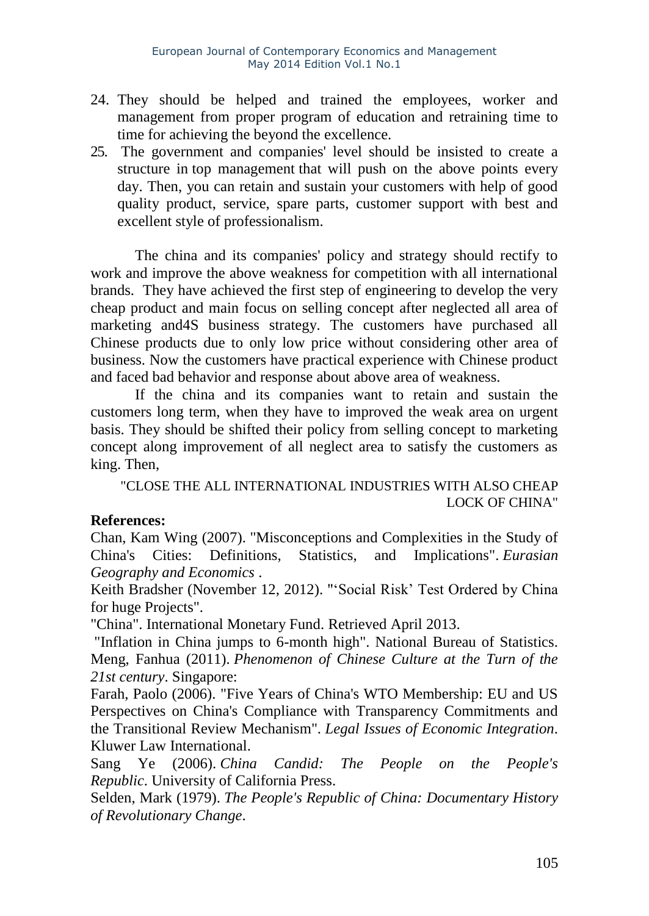24. They should be helped and trained the employees, worker and management from proper program of education and retraining time to time for achieving the beyond the excellence.
25. The government and companies' level should be insisted to create a structure in top management that will push on the above points every day. Then, you can retain and sustain your customers with help of good quality product, service, spare parts, customer support with best and excellent style of professionalism.

The china and its companies' policy and strategy should rectify to work and improve the above weakness for competition with all international brands. They have achieved the first step of engineering to develop the very cheap product and main focus on selling concept after neglected all area of marketing and4S business strategy. The customers have purchased all Chinese products due to only low price without considering other area of business. Now the customers have practical experience with Chinese product and faced bad behavior and response about above area of weakness.

If the china and its companies want to retain and sustain the customers long term, when they have to improved the weak area on urgent basis. They should be shifted their policy from selling concept to marketing concept along improvement of all neglect area to satisfy the customers as king. Then,

"CLOSE THE ALL INTERNATIONAL INDUSTRIES WITH ALSO CHEAP LOCK OF CHINA"

**References:**

Chan, Kam Wing (2007). "Misconceptions and Complexities in the Study of China's Cities: Definitions, Statistics, and Implications". *Eurasian Geography and Economics* .

Keith Bradsher (November 12, 2012). "'Social Risk' Test Ordered by China for huge Projects".

"China". International Monetary Fund. Retrieved April 2013.

"Inflation in China jumps to 6-month high". National Bureau of Statistics.

Meng, Fanhua (2011). *Phenomenon of Chinese Culture at the Turn of the 21st century*. Singapore:

Farah, Paolo (2006). "Five Years of China's WTO Membership: EU and US Perspectives on China's Compliance with Transparency Commitments and the Transitional Review Mechanism". *Legal Issues of Economic Integration*. Kluwer Law International.

Sang Ye (2006). *China Candid: The People on the People's Republic*. University of California Press.

Selden, Mark (1979). *The People's Republic of China: Documentary History of Revolutionary Change*.